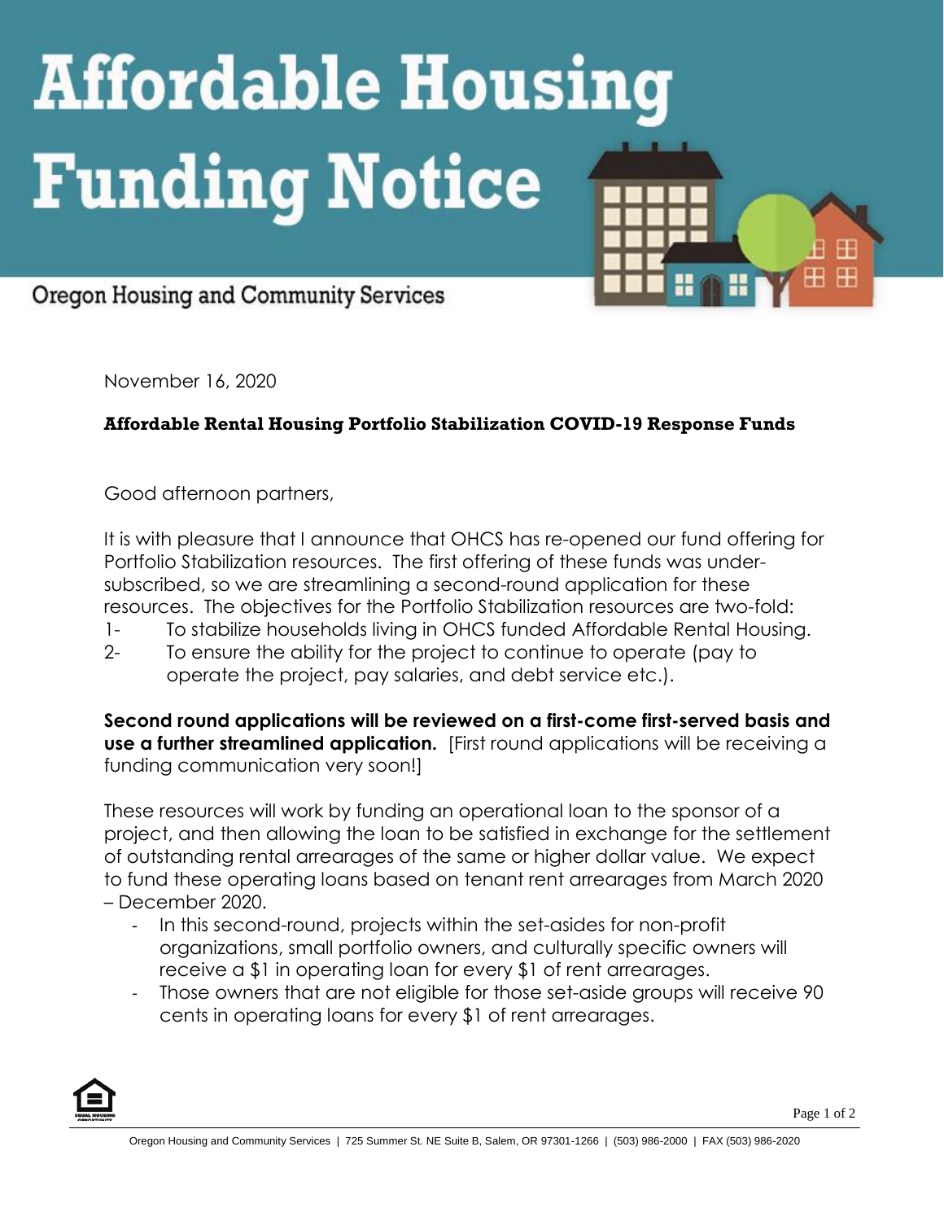# Affordable Housing Funding Notice

Oregon Housing and Community Services

November 16, 2020

## Affordable Rental Housing Portfolio Stabilization COVID-19 Response Funds

Good afternoon partners,

It is with pleasure that I announce that OHCS has re-opened our fund offering for Portfolio Stabilization resources. The first offering of these funds was under-subscribed, so we are streamlining a second-round application for these resources. The objectives for the Portfolio Stabilization resources are two-fold:

1- To stabilize households living in OHCS funded Affordable Rental Housing.
2- To ensure the ability for the project to continue to operate (pay to operate the project, pay salaries, and debt service etc.).

**Second round applications will be reviewed on a first-come first-served basis and use a further streamlined application.** [First round applications will be receiving a funding communication very soon!]

These resources will work by funding an operational loan to the sponsor of a project, and then allowing the loan to be satisfied in exchange for the settlement of outstanding rental arrearages of the same or higher dollar value. We expect to fund these operating loans based on tenant rent arrearages from March 2020 – December 2020.

- In this second-round, projects within the set-asides for non-profit organizations, small portfolio owners, and culturally specific owners will receive a $1 in operating loan for every $1 of rent arrearages.
- Those owners that are not eligible for those set-aside groups will receive 90 cents in operating loans for every $1 of rent arrearages.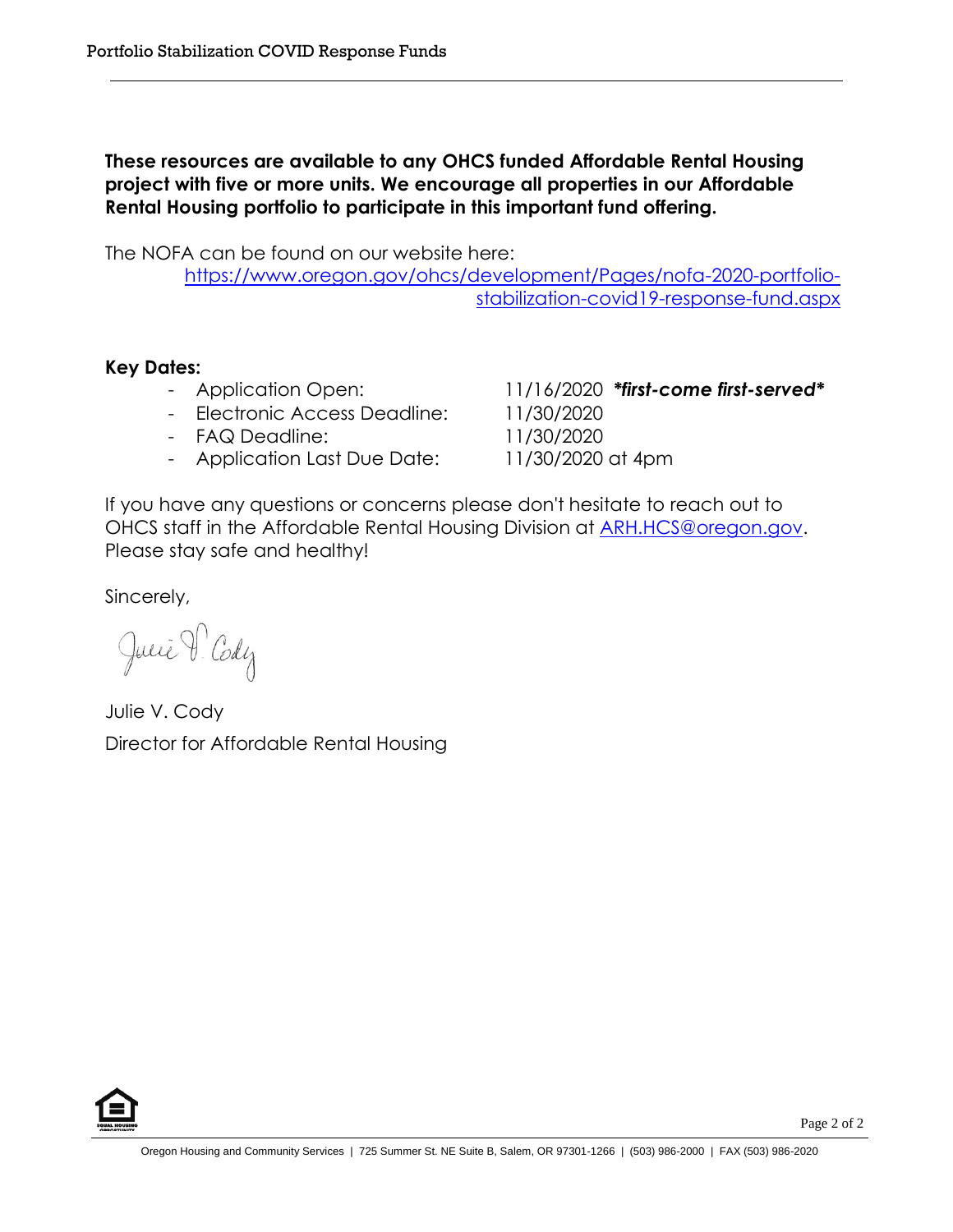**These resources are available to any OHCS funded Affordable Rental Housing project with five or more units. We encourage all properties in our Affordable Rental Housing portfolio to participate in this important fund offering.**

The NOFA can be found on our website here:
https://www.oregon.gov/ohcs/development/Pages/nofa-2020-portfolio-stabilization-covid19-response-fund.aspx

**Key Dates:**

- Application Open: 11/16/2020 ***first-come first-served***
- Electronic Access Deadline: 11/30/2020
- FAQ Deadline: 11/30/2020
- Application Last Due Date: 11/30/2020 at 4pm

If you have any questions or concerns please don't hesitate to reach out to OHCS staff in the Affordable Rental Housing Division at ARH.HCS@oregon.gov. Please stay safe and healthy!

Sincerely,

Julie V. Cody

Julie V. Cody
Director for Affordable Rental Housing